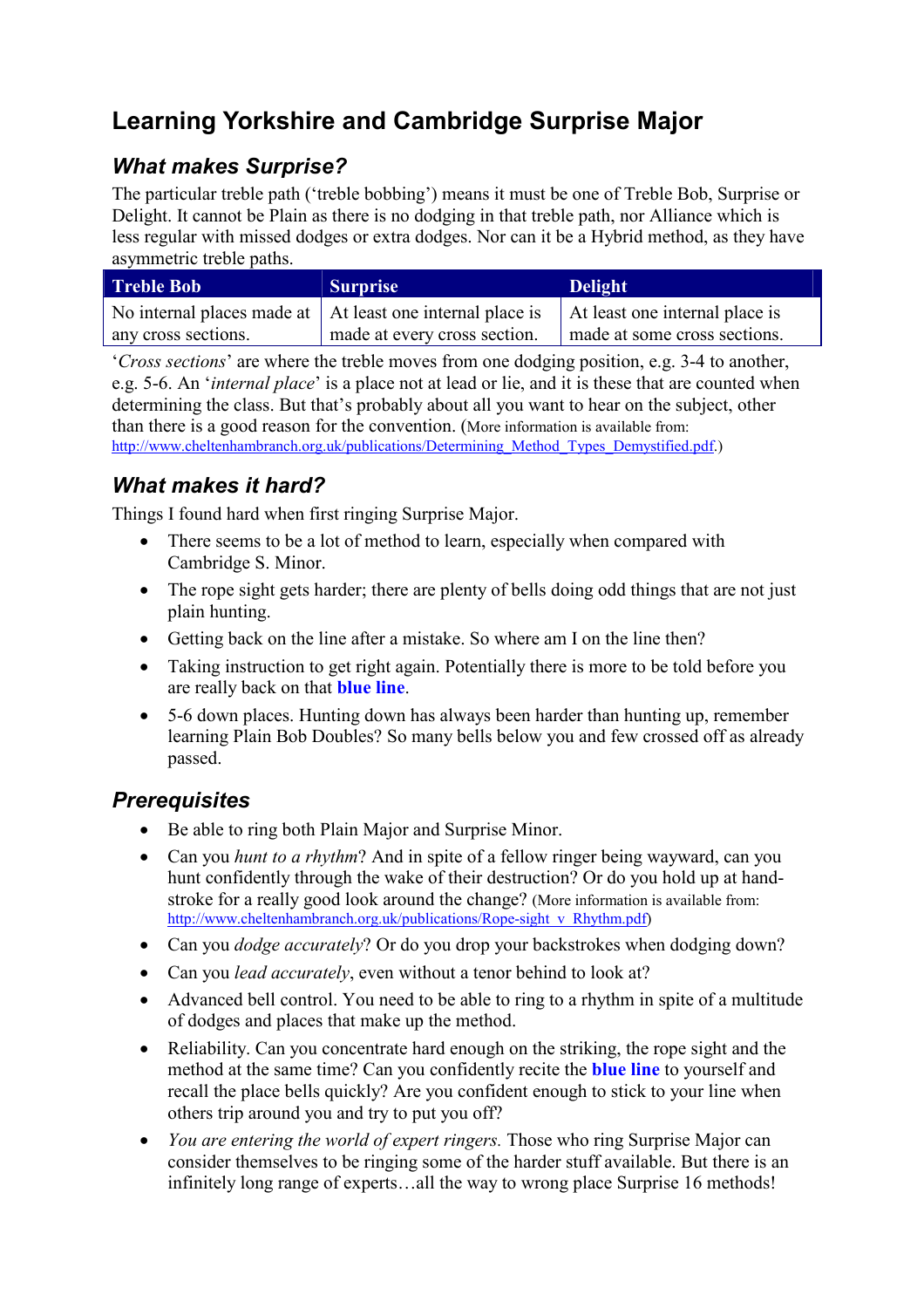# Learning Yorkshire and Cambridge Surprise Major

## *What makes Surprise?*

The particular treble path ('treble bobbing') means it must be one of Treble Bob, Surprise or Delight. It cannot be Plain as there is no dodging in that treble path, nor Alliance which is less regular with missed dodges or extra dodges. Nor can it be a Hybrid method, as they have asymmetric treble paths.

| Treble Bob | Surprise | Delight |
|---|---|---|
| No internal places made at any cross sections. | At least one internal place is made at every cross section. | At least one internal place is made at some cross sections. |

'*Cross sections*' are where the treble moves from one dodging position, e.g. 3-4 to another, e.g. 5-6. An '*internal place*' is a place not at lead or lie, and it is these that are counted when determining the class. But that's probably about all you want to hear on the subject, other than there is a good reason for the convention. (More information is available from: http://www.cheltenhambranch.org.uk/publications/Determining_Method_Types_Demystified.pdf.)

## *What makes it hard?*

Things I found hard when first ringing Surprise Major.

- There seems to be a lot of method to learn, especially when compared with Cambridge S. Minor.
- The rope sight gets harder; there are plenty of bells doing odd things that are not just plain hunting.
- Getting back on the line after a mistake. So where am I on the line then?
- Taking instruction to get right again. Potentially there is more to be told before you are really back on that **blue line**.
- 5-6 down places. Hunting down has always been harder than hunting up, remember learning Plain Bob Doubles? So many bells below you and few crossed off as already passed.

## *Prerequisites*

- Be able to ring both Plain Major and Surprise Minor.
- Can you *hunt to a rhythm*? And in spite of a fellow ringer being wayward, can you hunt confidently through the wake of their destruction? Or do you hold up at hand-stroke for a really good look around the change? (More information is available from: http://www.cheltenhambranch.org.uk/publications/Rope-sight_v_Rhythm.pdf)
- Can you *dodge accurately*? Or do you drop your backstrokes when dodging down?
- Can you *lead accurately*, even without a tenor behind to look at?
- Advanced bell control. You need to be able to ring to a rhythm in spite of a multitude of dodges and places that make up the method.
- Reliability. Can you concentrate hard enough on the striking, the rope sight and the method at the same time? Can you confidently recite the **blue line** to yourself and recall the place bells quickly? Are you confident enough to stick to your line when others trip around you and try to put you off?
- *You are entering the world of expert ringers.* Those who ring Surprise Major can consider themselves to be ringing some of the harder stuff available. But there is an infinitely long range of experts…all the way to wrong place Surprise 16 methods!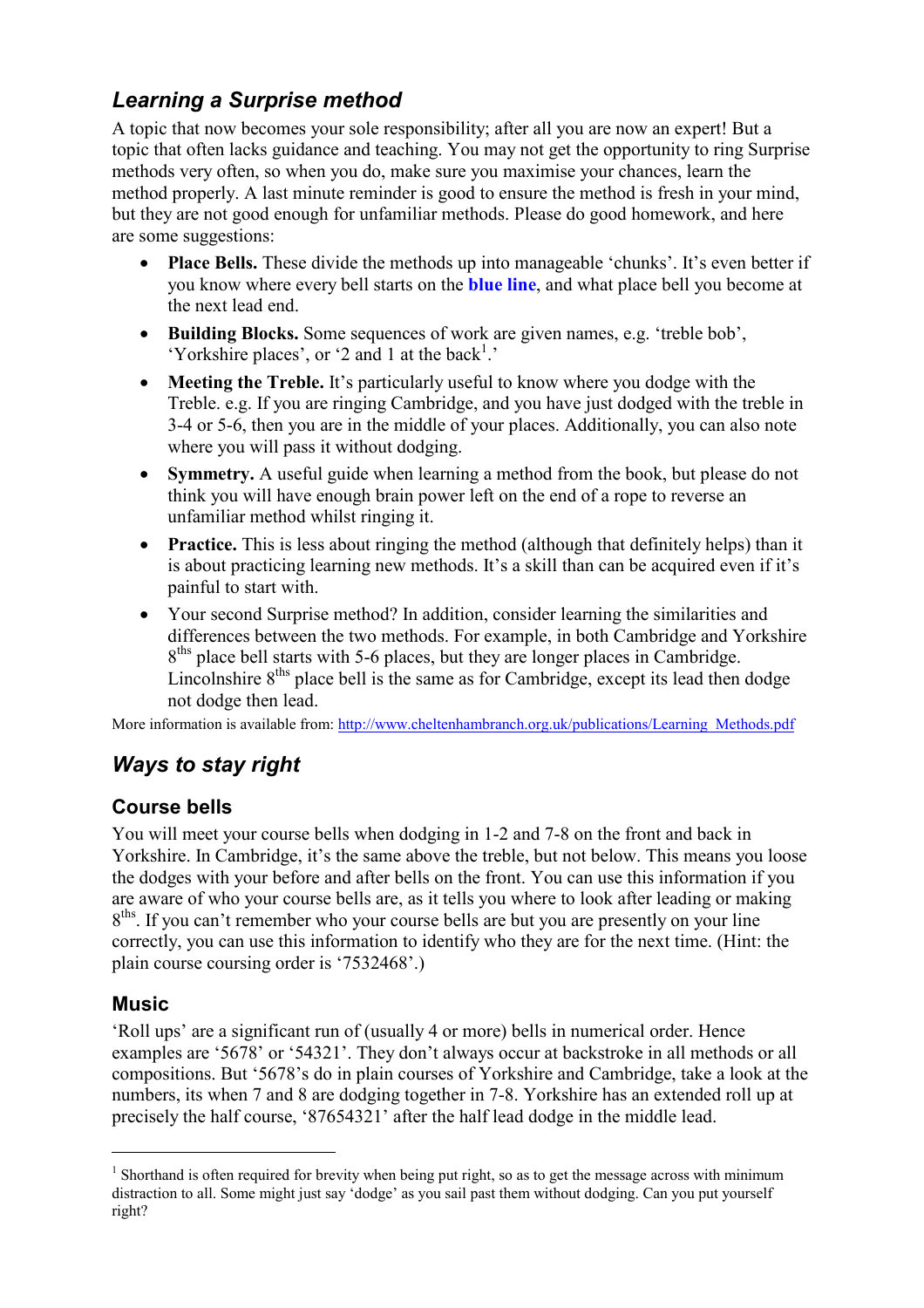## *Learning a Surprise method*

A topic that now becomes your sole responsibility; after all you are now an expert! But a topic that often lacks guidance and teaching. You may not get the opportunity to ring Surprise methods very often, so when you do, make sure you maximise your chances, learn the method properly. A last minute reminder is good to ensure the method is fresh in your mind, but they are not good enough for unfamiliar methods. Please do good homework, and here are some suggestions:

- **Place Bells.** These divide the methods up into manageable 'chunks'. It's even better if you know where every bell starts on the **blue line**, and what place bell you become at the next lead end.
- **Building Blocks.** Some sequences of work are given names, e.g. 'treble bob', 'Yorkshire places', or '2 and 1 at the back[1].'
- **Meeting the Treble.** It's particularly useful to know where you dodge with the Treble. e.g. If you are ringing Cambridge, and you have just dodged with the treble in 3-4 or 5-6, then you are in the middle of your places. Additionally, you can also note where you will pass it without dodging.
- **Symmetry.** A useful guide when learning a method from the book, but please do not think you will have enough brain power left on the end of a rope to reverse an unfamiliar method whilst ringing it.
- **Practice.** This is less about ringing the method (although that definitely helps) than it is about practicing learning new methods. It's a skill than can be acquired even if it's painful to start with.
- Your second Surprise method? In addition, consider learning the similarities and differences between the two methods. For example, in both Cambridge and Yorkshire 8ths place bell starts with 5-6 places, but they are longer places in Cambridge. Lincolnshire 8ths place bell is the same as for Cambridge, except its lead then dodge not dodge then lead.

More information is available from: http://www.cheltenhambranch.org.uk/publications/Learning_Methods.pdf

## *Ways to stay right*

### Course bells

You will meet your course bells when dodging in 1-2 and 7-8 on the front and back in Yorkshire. In Cambridge, it's the same above the treble, but not below. This means you loose the dodges with your before and after bells on the front. You can use this information if you are aware of who your course bells are, as it tells you where to look after leading or making 8ths. If you can't remember who your course bells are but you are presently on your line correctly, you can use this information to identify who they are for the next time. (Hint: the plain course coursing order is '7532468'.)

### Music

'Roll ups' are a significant run of (usually 4 or more) bells in numerical order. Hence examples are '5678' or '54321'. They don't always occur at backstroke in all methods or all compositions. But '5678's do in plain courses of Yorkshire and Cambridge, take a look at the numbers, its when 7 and 8 are dodging together in 7-8. Yorkshire has an extended roll up at precisely the half course, '87654321' after the half lead dodge in the middle lead.

---

[1] Shorthand is often required for brevity when being put right, so as to get the message across with minimum distraction to all. Some might just say 'dodge' as you sail past them without dodging. Can you put yourself right?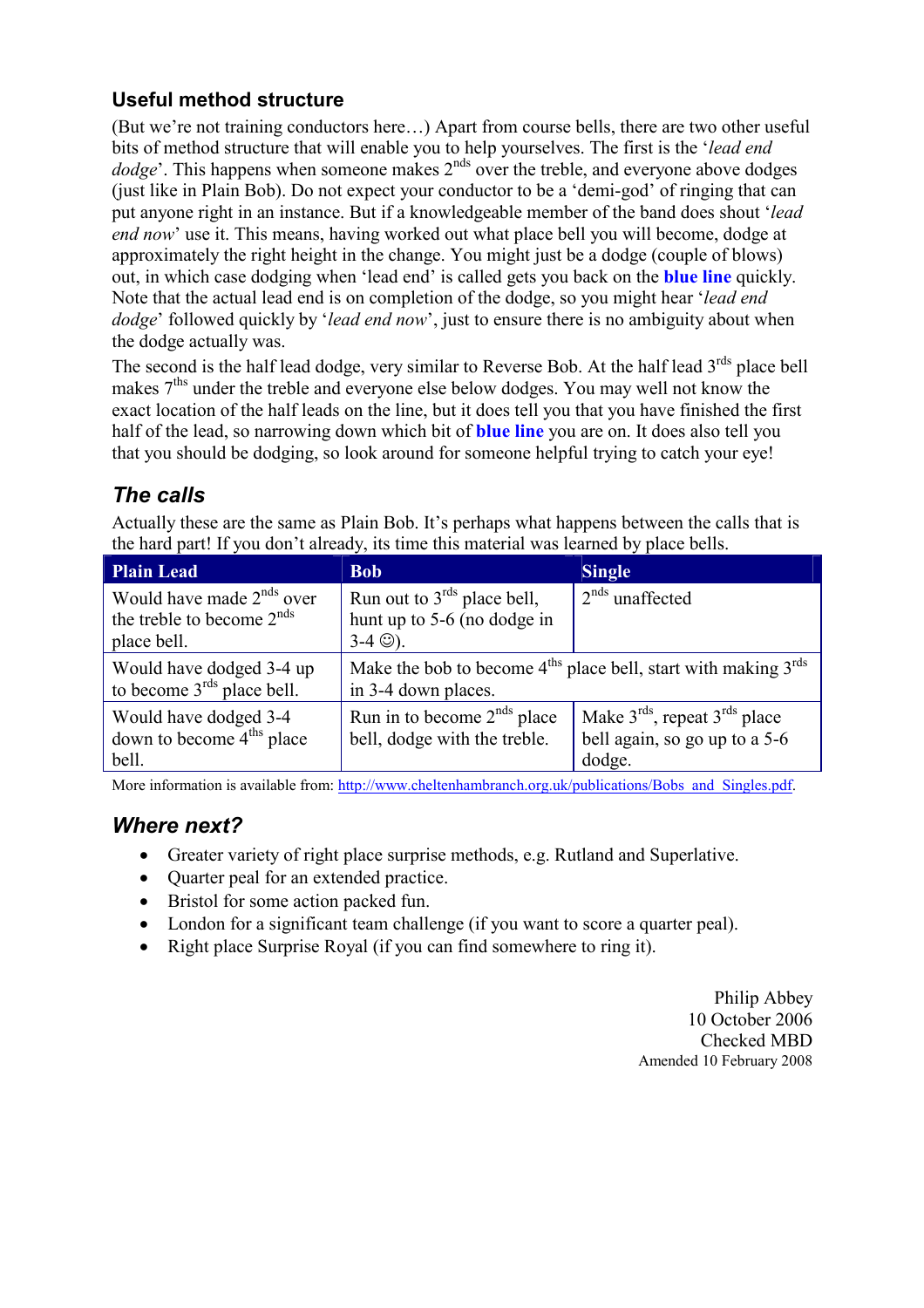## Useful method structure

(But we're not training conductors here…) Apart from course bells, there are two other useful bits of method structure that will enable you to help yourselves. The first is the '*lead end dodge*'. This happens when someone makes 2nds over the treble, and everyone above dodges (just like in Plain Bob). Do not expect your conductor to be a 'demi-god' of ringing that can put anyone right in an instance. But if a knowledgeable member of the band does shout '*lead end now*' use it. This means, having worked out what place bell you will become, dodge at approximately the right height in the change. You might just be a dodge (couple of blows) out, in which case dodging when 'lead end' is called gets you back on the **blue line** quickly. Note that the actual lead end is on completion of the dodge, so you might hear '*lead end dodge*' followed quickly by '*lead end now*', just to ensure there is no ambiguity about when the dodge actually was.

The second is the half lead dodge, very similar to Reverse Bob. At the half lead 3rds place bell makes 7ths under the treble and everyone else below dodges. You may well not know the exact location of the half leads on the line, but it does tell you that you have finished the first half of the lead, so narrowing down which bit of **blue line** you are on. It does also tell you that you should be dodging, so look around for someone helpful trying to catch your eye!

## *The calls*

Actually these are the same as Plain Bob. It's perhaps what happens between the calls that is the hard part! If you don't already, its time this material was learned by place bells.

| Plain Lead | Bob | Single |
|---|---|---|
| Would have made 2nds over the treble to become 2nds place bell. | Run out to 3rds place bell, hunt up to 5-6 (no dodge in 3-4 ☺). | 2nds unaffected |
| Would have dodged 3-4 up to become 3rds place bell. | Make the bob to become 4ths place bell, start with making 3rds in 3-4 down places. | |
| Would have dodged 3-4 down to become 4ths place bell. | Run in to become 2nds place bell, dodge with the treble. | Make 3rds, repeat 3rds place bell again, so go up to a 5-6 dodge. |

More information is available from: http://www.cheltenhambranch.org.uk/publications/Bobs_and_Singles.pdf.

## *Where next?*

- Greater variety of right place surprise methods, e.g. Rutland and Superlative.
- Quarter peal for an extended practice.
- Bristol for some action packed fun.
- London for a significant team challenge (if you want to score a quarter peal).
- Right place Surprise Royal (if you can find somewhere to ring it).

Philip Abbey
10 October 2006
Checked MBD
Amended 10 February 2008